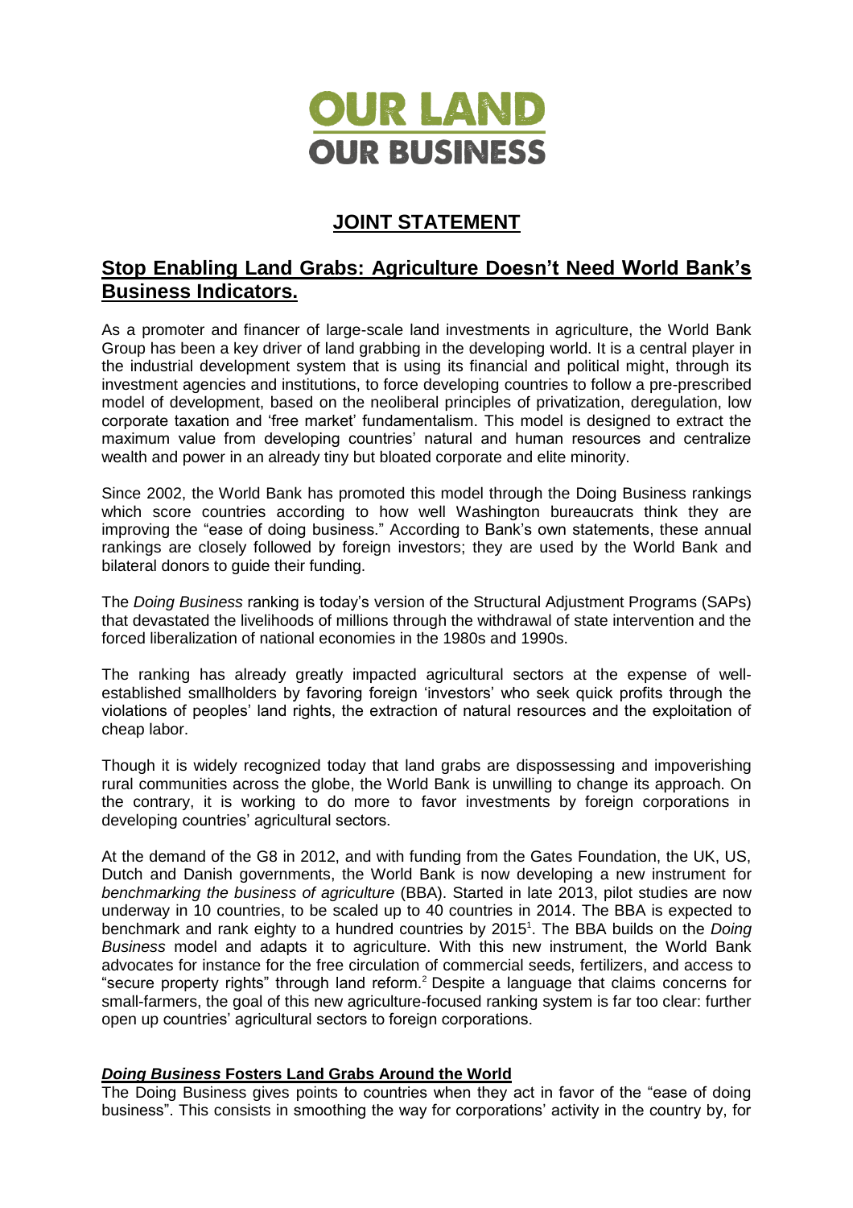# OUR LAND
# OUR BUSINESS

## JOINT STATEMENT

## Stop Enabling Land Grabs: Agriculture Doesn't Need World Bank's Business Indicators.

As a promoter and financer of large-scale land investments in agriculture, the World Bank Group has been a key driver of land grabbing in the developing world. It is a central player in the industrial development system that is using its financial and political might, through its investment agencies and institutions, to force developing countries to follow a pre-prescribed model of development, based on the neoliberal principles of privatization, deregulation, low corporate taxation and 'free market' fundamentalism. This model is designed to extract the maximum value from developing countries' natural and human resources and centralize wealth and power in an already tiny but bloated corporate and elite minority.

Since 2002, the World Bank has promoted this model through the Doing Business rankings which score countries according to how well Washington bureaucrats think they are improving the "ease of doing business." According to Bank's own statements, these annual rankings are closely followed by foreign investors; they are used by the World Bank and bilateral donors to guide their funding.

The *Doing Business* ranking is today's version of the Structural Adjustment Programs (SAPs) that devastated the livelihoods of millions through the withdrawal of state intervention and the forced liberalization of national economies in the 1980s and 1990s.

The ranking has already greatly impacted agricultural sectors at the expense of well-established smallholders by favoring foreign 'investors' who seek quick profits through the violations of peoples' land rights, the extraction of natural resources and the exploitation of cheap labor.

Though it is widely recognized today that land grabs are dispossessing and impoverishing rural communities across the globe, the World Bank is unwilling to change its approach. On the contrary, it is working to do more to favor investments by foreign corporations in developing countries' agricultural sectors.

At the demand of the G8 in 2012, and with funding from the Gates Foundation, the UK, US, Dutch and Danish governments, the World Bank is now developing a new instrument for *benchmarking the business of agriculture* (BBA). Started in late 2013, pilot studies are now underway in 10 countries, to be scaled up to 40 countries in 2014. The BBA is expected to benchmark and rank eighty to a hundred countries by 2015[1]. The BBA builds on the *Doing Business* model and adapts it to agriculture. With this new instrument, the World Bank advocates for instance for the free circulation of commercial seeds, fertilizers, and access to "secure property rights" through land reform.[2] Despite a language that claims concerns for small-farmers, the goal of this new agriculture-focused ranking system is far too clear: further open up countries' agricultural sectors to foreign corporations.

### *Doing Business* Fosters Land Grabs Around the World

The Doing Business gives points to countries when they act in favor of the "ease of doing business". This consists in smoothing the way for corporations' activity in the country by, for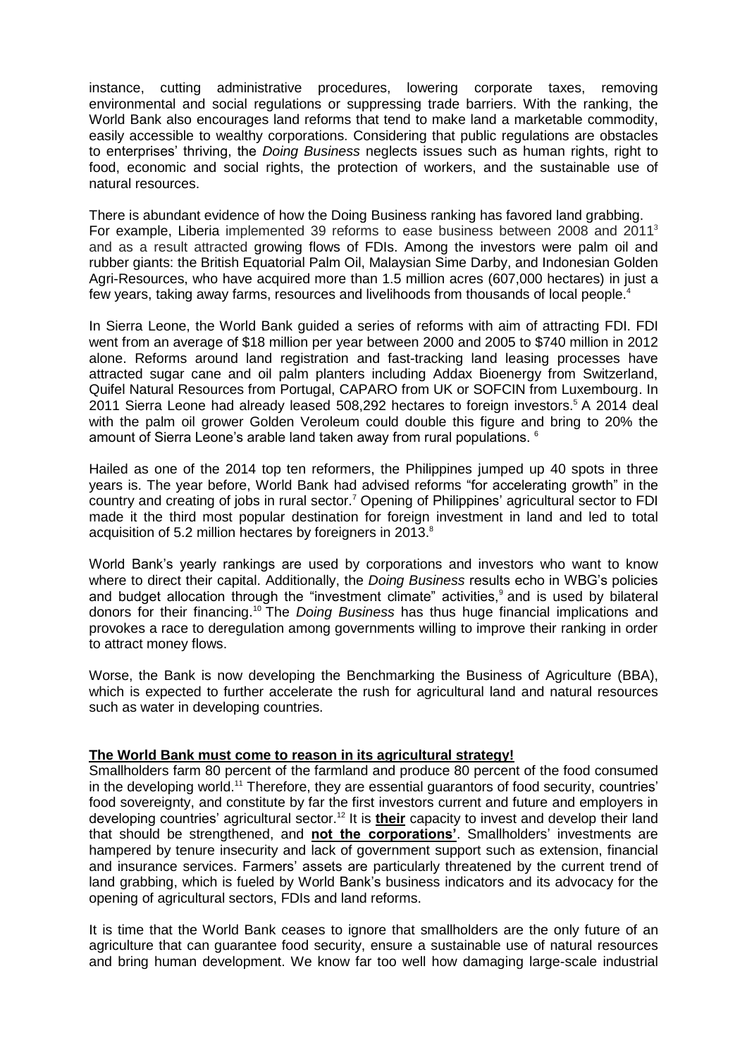instance, cutting administrative procedures, lowering corporate taxes, removing environmental and social regulations or suppressing trade barriers. With the ranking, the World Bank also encourages land reforms that tend to make land a marketable commodity, easily accessible to wealthy corporations. Considering that public regulations are obstacles to enterprises' thriving, the *Doing Business* neglects issues such as human rights, right to food, economic and social rights, the protection of workers, and the sustainable use of natural resources.

There is abundant evidence of how the Doing Business ranking has favored land grabbing. For example, Liberia implemented 39 reforms to ease business between 2008 and 2011[3] and as a result attracted growing flows of FDIs. Among the investors were palm oil and rubber giants: the British Equatorial Palm Oil, Malaysian Sime Darby, and Indonesian Golden Agri-Resources, who have acquired more than 1.5 million acres (607,000 hectares) in just a few years, taking away farms, resources and livelihoods from thousands of local people.[4]

In Sierra Leone, the World Bank guided a series of reforms with aim of attracting FDI. FDI went from an average of $18 million per year between 2000 and 2005 to $740 million in 2012 alone. Reforms around land registration and fast-tracking land leasing processes have attracted sugar cane and oil palm planters including Addax Bioenergy from Switzerland, Quifel Natural Resources from Portugal, CAPARO from UK or SOFCIN from Luxembourg. In 2011 Sierra Leone had already leased 508,292 hectares to foreign investors.[5] A 2014 deal with the palm oil grower Golden Veroleum could double this figure and bring to 20% the amount of Sierra Leone's arable land taken away from rural populations. [6]

Hailed as one of the 2014 top ten reformers, the Philippines jumped up 40 spots in three years is. The year before, World Bank had advised reforms "for accelerating growth" in the country and creating of jobs in rural sector.[7] Opening of Philippines' agricultural sector to FDI made it the third most popular destination for foreign investment in land and led to total acquisition of 5.2 million hectares by foreigners in 2013.[8]

World Bank's yearly rankings are used by corporations and investors who want to know where to direct their capital. Additionally, the *Doing Business* results echo in WBG's policies and budget allocation through the "investment climate" activities,[9] and is used by bilateral donors for their financing.[10] The *Doing Business* has thus huge financial implications and provokes a race to deregulation among governments willing to improve their ranking in order to attract money flows.

Worse, the Bank is now developing the Benchmarking the Business of Agriculture (BBA), which is expected to further accelerate the rush for agricultural land and natural resources such as water in developing countries.

**The World Bank must come to reason in its agricultural strategy!**

Smallholders farm 80 percent of the farmland and produce 80 percent of the food consumed in the developing world.[11] Therefore, they are essential guarantors of food security, countries' food sovereignty, and constitute by far the first investors current and future and employers in developing countries' agricultural sector.[12] It is **their** capacity to invest and develop their land that should be strengthened, and **not the corporations'**. Smallholders' investments are hampered by tenure insecurity and lack of government support such as extension, financial and insurance services. Farmers' assets are particularly threatened by the current trend of land grabbing, which is fueled by World Bank's business indicators and its advocacy for the opening of agricultural sectors, FDIs and land reforms.

It is time that the World Bank ceases to ignore that smallholders are the only future of an agriculture that can guarantee food security, ensure a sustainable use of natural resources and bring human development. We know far too well how damaging large-scale industrial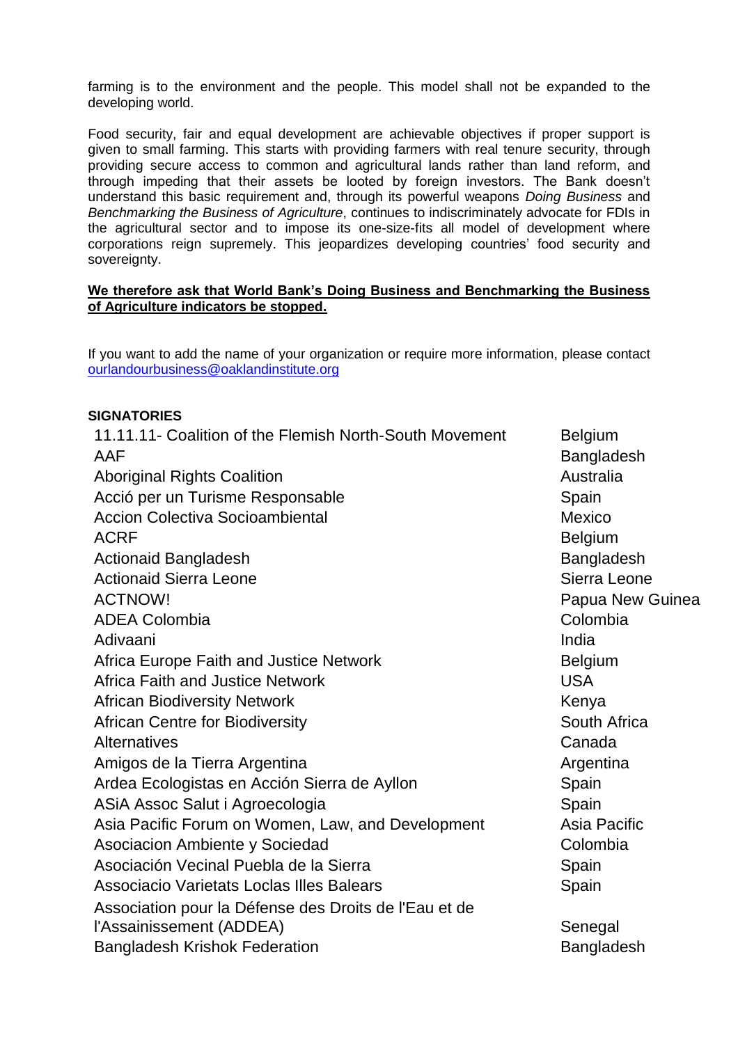farming is to the environment and the people. This model shall not be expanded to the developing world.

Food security, fair and equal development are achievable objectives if proper support is given to small farming. This starts with providing farmers with real tenure security, through providing secure access to common and agricultural lands rather than land reform, and through impeding that their assets be looted by foreign investors. The Bank doesn't understand this basic requirement and, through its powerful weapons *Doing Business* and *Benchmarking the Business of Agriculture*, continues to indiscriminately advocate for FDIs in the agricultural sector and to impose its one-size-fits all model of development where corporations reign supremely. This jeopardizes developing countries' food security and sovereignty.

**We therefore ask that World Bank's Doing Business and Benchmarking the Business of Agriculture indicators be stopped.**

If you want to add the name of your organization or require more information, please contact ourlandourbusiness@oaklandinstitute.org

**SIGNATORIES**

| | |
|---|---|
| 11.11.11- Coalition of the Flemish North-South Movement | Belgium |
| AAF | Bangladesh |
| Aboriginal Rights Coalition | Australia |
| Acció per un Turisme Responsable | Spain |
| Accion Colectiva Socioambiental | Mexico |
| ACRF | Belgium |
| Actionaid Bangladesh | Bangladesh |
| Actionaid Sierra Leone | Sierra Leone |
| ACTNOW! | Papua New Guinea |
| ADEA Colombia | Colombia |
| Adivaani | India |
| Africa Europe Faith and Justice Network | Belgium |
| Africa Faith and Justice Network | USA |
| African Biodiversity Network | Kenya |
| African Centre for Biodiversity | South Africa |
| Alternatives | Canada |
| Amigos de la Tierra Argentina | Argentina |
| Ardea Ecologistas en Acción Sierra de Ayllon | Spain |
| ASiA Assoc Salut i Agroecologia | Spain |
| Asia Pacific Forum on Women, Law, and Development | Asia Pacific |
| Asociacion Ambiente y Sociedad | Colombia |
| Asociación Vecinal Puebla de la Sierra | Spain |
| Associacio Varietats Loclas Illes Balears | Spain |
| Association pour la Défense des Droits de l'Eau et de l'Assainissement (ADDEA) | Senegal |
| Bangladesh Krishok Federation | Bangladesh |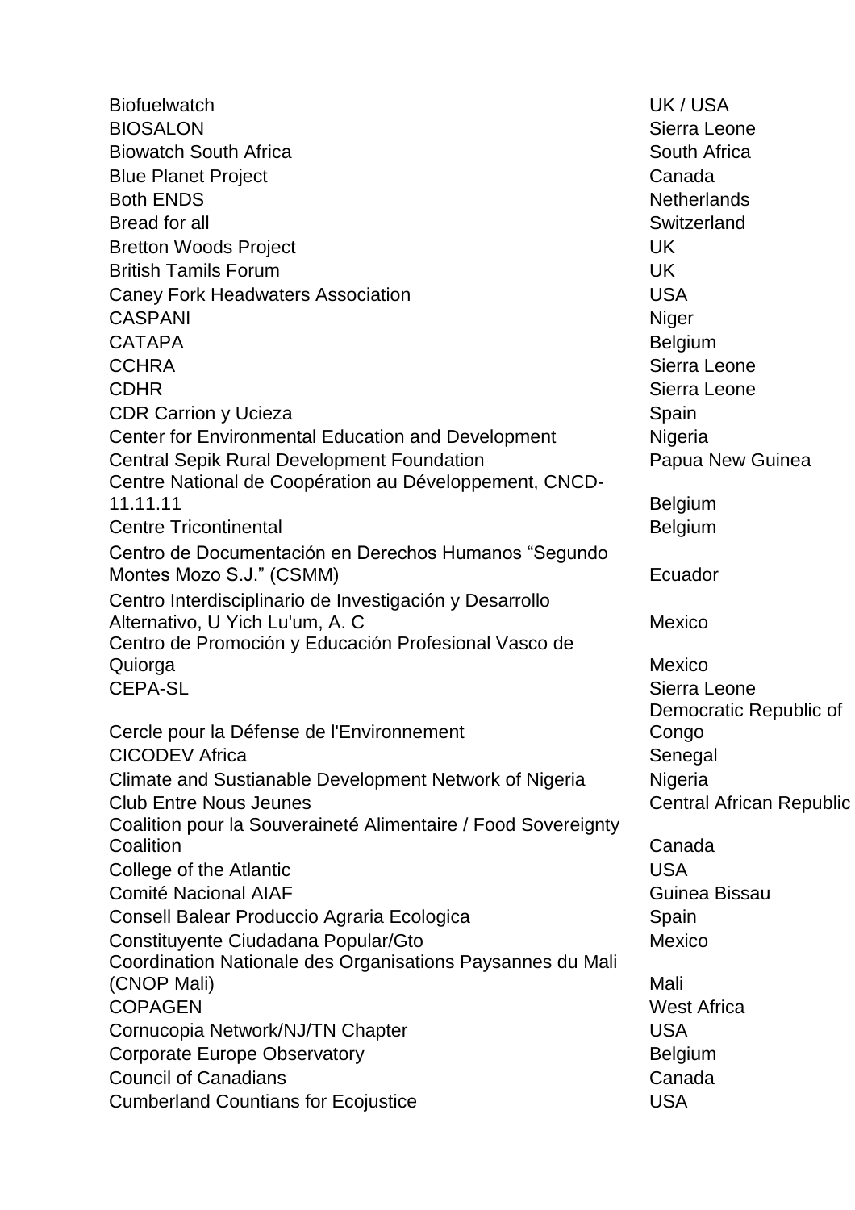| | |
|---|---|
| Biofuelwatch | UK / USA |
| BIOSALON | Sierra Leone |
| Biowatch South Africa | South Africa |
| Blue Planet Project | Canada |
| Both ENDS | Netherlands |
| Bread for all | Switzerland |
| Bretton Woods Project | UK |
| British Tamils Forum | UK |
| Caney Fork Headwaters Association | USA |
| CASPANI | Niger |
| CATAPA | Belgium |
| CCHRA | Sierra Leone |
| CDHR | Sierra Leone |
| CDR Carrion y Ucieza | Spain |
| Center for Environmental Education and Development | Nigeria |
| Central Sepik Rural Development Foundation | Papua New Guinea |
| Centre National de Coopération au Développement, CNCD-11.11.11 | Belgium |
| Centre Tricontinental | Belgium |
| Centro de Documentación en Derechos Humanos "Segundo Montes Mozo S.J." (CSMM) | Ecuador |
| Centro Interdisciplinario de Investigación y Desarrollo Alternativo, U Yich Lu'um, A. C | Mexico |
| Centro de Promoción y Educación Profesional Vasco de Quiorga | Mexico |
| CEPA-SL | Sierra Leone |
| Cercle pour la Défense de l'Environnement | Democratic Republic of Congo |
| CICODEV Africa | Senegal |
| Climate and Sustianable Development Network of Nigeria | Nigeria |
| Club Entre Nous Jeunes | Central African Republic |
| Coalition pour la Souveraineté Alimentaire / Food Sovereignty Coalition | Canada |
| College of the Atlantic | USA |
| Comité Nacional AIAF | Guinea Bissau |
| Consell Balear Produccio Agraria Ecologica | Spain |
| Constituyente Ciudadana Popular/Gto | Mexico |
| Coordination Nationale des Organisations Paysannes du Mali (CNOP Mali) | Mali |
| COPAGEN | West Africa |
| Cornucopia Network/NJ/TN Chapter | USA |
| Corporate Europe Observatory | Belgium |
| Council of Canadians | Canada |
| Cumberland Countians for Ecojustice | USA |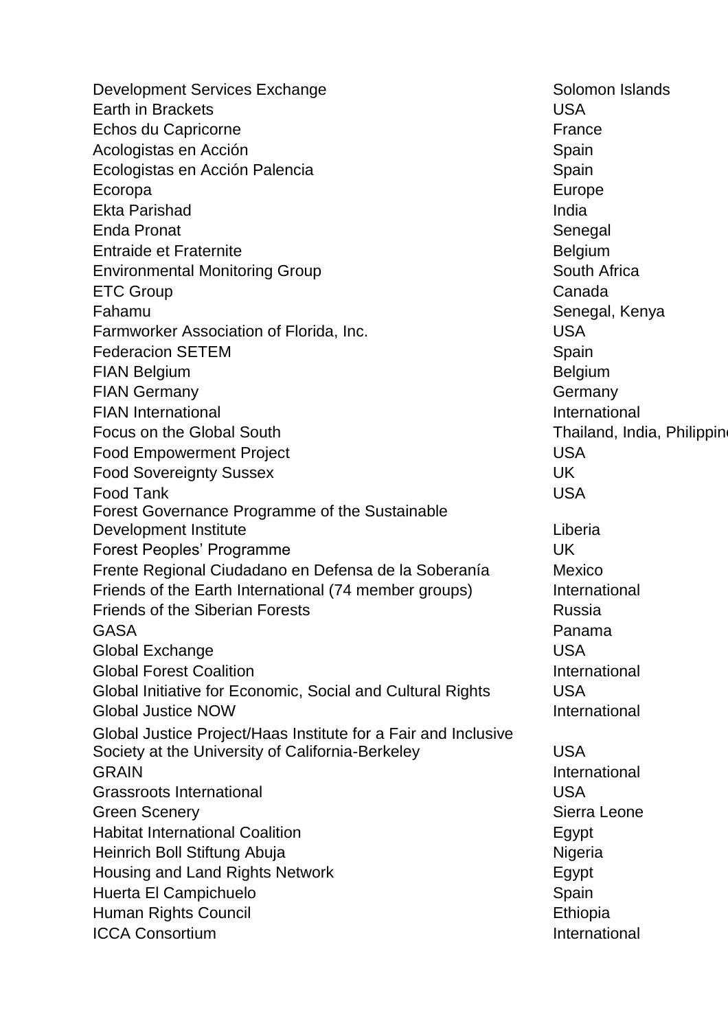| | |
|---|---|
| Development Services Exchange | Solomon Islands |
| Earth in Brackets | USA |
| Echos du Capricorne | France |
| Acologistas en Acción | Spain |
| Ecologistas en Acción Palencia | Spain |
| Ecoropa | Europe |
| Ekta Parishad | India |
| Enda Pronat | Senegal |
| Entraide et Fraternite | Belgium |
| Environmental Monitoring Group | South Africa |
| ETC Group | Canada |
| Fahamu | Senegal, Kenya |
| Farmworker Association of Florida, Inc. | USA |
| Federacion SETEM | Spain |
| FIAN Belgium | Belgium |
| FIAN Germany | Germany |
| FIAN International | International |
| Focus on the Global South | Thailand, India, Philippin |
| Food Empowerment Project | USA |
| Food Sovereignty Sussex | UK |
| Food Tank | USA |
| Forest Governance Programme of the Sustainable Development Institute | Liberia |
| Forest Peoples' Programme | UK |
| Frente Regional Ciudadano en Defensa de la Soberanía | Mexico |
| Friends of the Earth International (74 member groups) | International |
| Friends of the Siberian Forests | Russia |
| GASA | Panama |
| Global Exchange | USA |
| Global Forest Coalition | International |
| Global Initiative for Economic, Social and Cultural Rights | USA |
| Global Justice NOW | International |
| Global Justice Project/Haas Institute for a Fair and Inclusive Society at the University of California-Berkeley | USA |
| GRAIN | International |
| Grassroots International | USA |
| Green Scenery | Sierra Leone |
| Habitat International Coalition | Egypt |
| Heinrich Boll Stiftung Abuja | Nigeria |
| Housing and Land Rights Network | Egypt |
| Huerta El Campichuelo | Spain |
| Human Rights Council | Ethiopia |
| ICCA Consortium | International |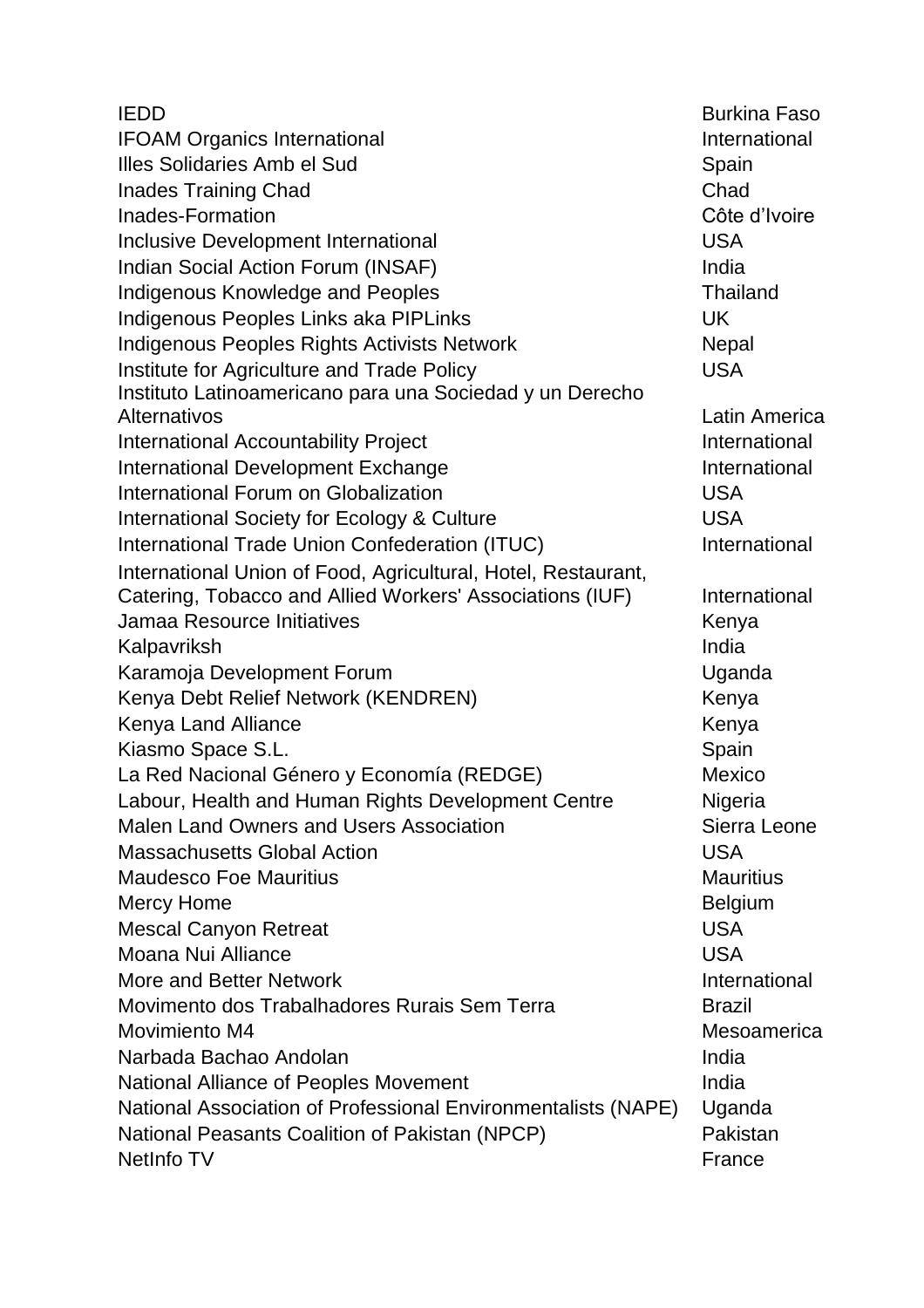| | |
|---|---|
| IEDD | Burkina Faso |
| IFOAM Organics International | International |
| Illes Solidaries Amb el Sud | Spain |
| Inades Training Chad | Chad |
| Inades-Formation | Côte d'Ivoire |
| Inclusive Development International | USA |
| Indian Social Action Forum (INSAF) | India |
| Indigenous Knowledge and Peoples | Thailand |
| Indigenous Peoples Links aka PIPLinks | UK |
| Indigenous Peoples Rights Activists Network | Nepal |
| Institute for Agriculture and Trade Policy | USA |
| Instituto Latinoamericano para una Sociedad y un Derecho Alternativos | Latin America |
| International Accountability Project | International |
| International Development Exchange | International |
| International Forum on Globalization | USA |
| International Society for Ecology & Culture | USA |
| International Trade Union Confederation (ITUC) | International |
| International Union of Food, Agricultural, Hotel, Restaurant, Catering, Tobacco and Allied Workers' Associations (IUF) | International |
| Jamaa Resource Initiatives | Kenya |
| Kalpavriksh | India |
| Karamoja Development Forum | Uganda |
| Kenya Debt Relief Network (KENDREN) | Kenya |
| Kenya Land Alliance | Kenya |
| Kiasmo Space S.L. | Spain |
| La Red Nacional Género y Economía (REDGE) | Mexico |
| Labour, Health and Human Rights Development Centre | Nigeria |
| Malen Land Owners and Users Association | Sierra Leone |
| Massachusetts Global Action | USA |
| Maudesco Foe Mauritius | Mauritius |
| Mercy Home | Belgium |
| Mescal Canyon Retreat | USA |
| Moana Nui Alliance | USA |
| More and Better Network | International |
| Movimento dos Trabalhadores Rurais Sem Terra | Brazil |
| Movimiento M4 | Mesoamerica |
| Narbada Bachao Andolan | India |
| National Alliance of Peoples Movement | India |
| National Association of Professional Environmentalists (NAPE) | Uganda |
| National Peasants Coalition of Pakistan (NPCP) | Pakistan |
| NetInfo TV | France |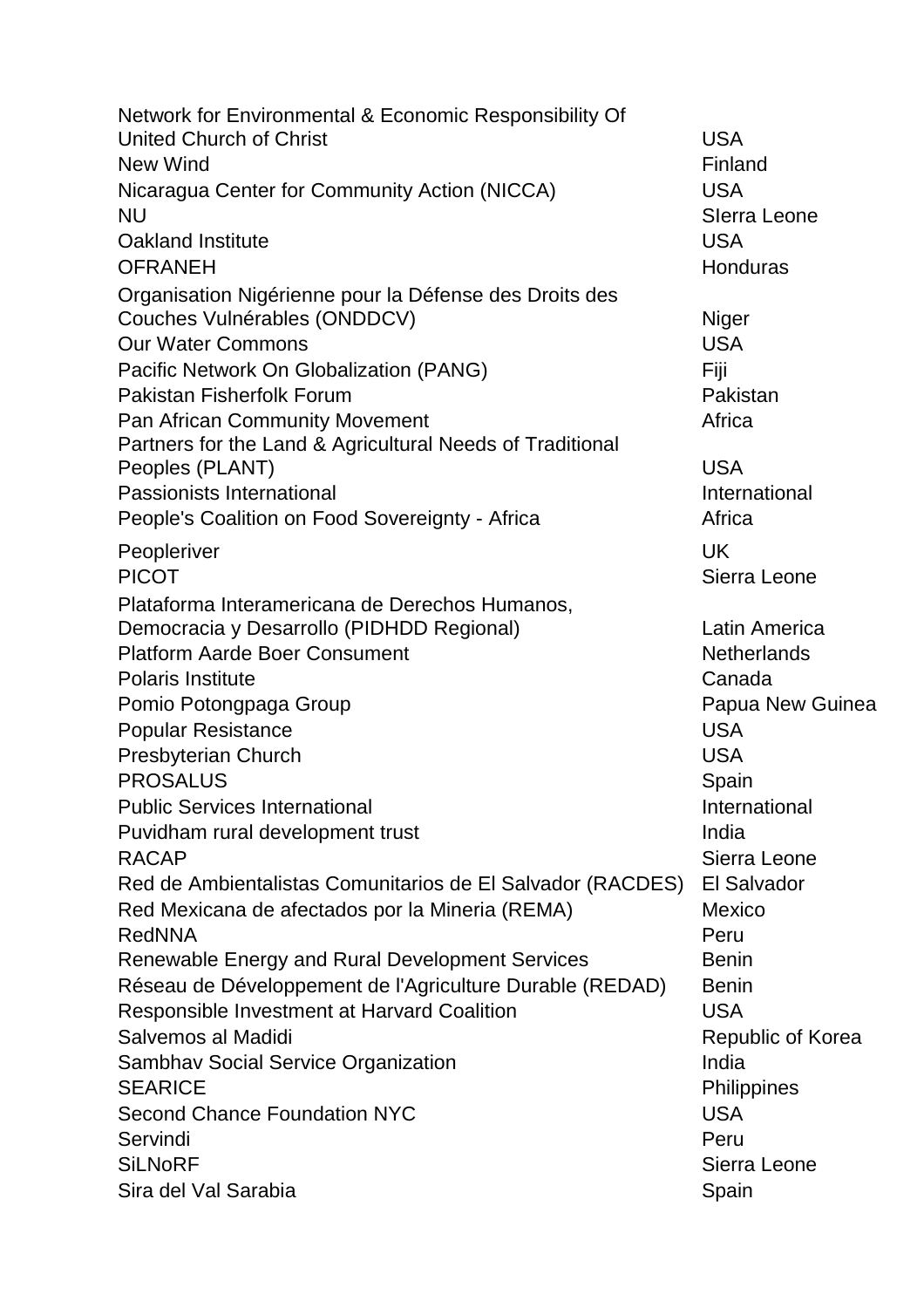| | |
|---|---|
| Network for Environmental & Economic Responsibility Of United Church of Christ | USA |
| New Wind | Finland |
| Nicaragua Center for Community Action (NICCA) | USA |
| NU | SIerra Leone |
| Oakland Institute | USA |
| OFRANEH | Honduras |
| Organisation Nigérienne pour la Défense des Droits des Couches Vulnérables (ONDDCV) | Niger |
| Our Water Commons | USA |
| Pacific Network On Globalization (PANG) | Fiji |
| Pakistan Fisherfolk Forum | Pakistan |
| Pan African Community Movement | Africa |
| Partners for the Land & Agricultural Needs of Traditional Peoples (PLANT) | USA |
| Passionists International | International |
| People's Coalition on Food Sovereignty - Africa | Africa |
| Peopleriver | UK |
| PICOT | Sierra Leone |
| Plataforma Interamericana de Derechos Humanos, Democracia y Desarrollo (PIDHDD Regional) | Latin America |
| Platform Aarde Boer Consument | Netherlands |
| Polaris Institute | Canada |
| Pomio Potongpaga Group | Papua New Guinea |
| Popular Resistance | USA |
| Presbyterian Church | USA |
| PROSALUS | Spain |
| Public Services International | International |
| Puvidham rural development trust | India |
| RACAP | Sierra Leone |
| Red de Ambientalistas Comunitarios de El Salvador (RACDES) | El Salvador |
| Red Mexicana de afectados por la Mineria (REMA) | Mexico |
| RedNNA | Peru |
| Renewable Energy and Rural Development Services | Benin |
| Réseau de Développement de l'Agriculture Durable (REDAD) | Benin |
| Responsible Investment at Harvard Coalition | USA |
| Salvemos al Madidi | Republic of Korea |
| Sambhav Social Service Organization | India |
| SEARICE | Philippines |
| Second Chance Foundation NYC | USA |
| Servindi | Peru |
| SiLNoRF | Sierra Leone |
| Sira del Val Sarabia | Spain |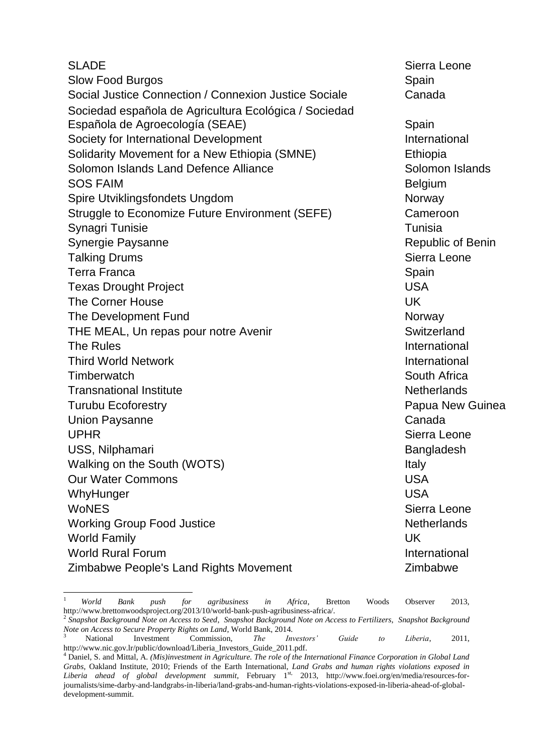| | |
|---|---|
| SLADE | Sierra Leone |
| Slow Food Burgos | Spain |
| Social Justice Connection / Connexion Justice Sociale | Canada |
| Sociedad española de Agricultura Ecológica / Sociedad Española de Agroecología (SEAE) | Spain |
| Society for International Development | International |
| Solidarity Movement for a New Ethiopia (SMNE) | Ethiopia |
| Solomon Islands Land Defence Alliance | Solomon Islands |
| SOS FAIM | Belgium |
| Spire Utviklingsfondets Ungdom | Norway |
| Struggle to Economize Future Environment (SEFE) | Cameroon |
| Synagri Tunisie | Tunisia |
| Synergie Paysanne | Republic of Benin |
| Talking Drums | Sierra Leone |
| Terra Franca | Spain |
| Texas Drought Project | USA |
| The Corner House | UK |
| The Development Fund | Norway |
| THE MEAL, Un repas pour notre Avenir | Switzerland |
| The Rules | International |
| Third World Network | International |
| Timberwatch | South Africa |
| Transnational Institute | Netherlands |
| Turubu Ecoforestry | Papua New Guinea |
| Union Paysanne | Canada |
| UPHR | Sierra Leone |
| USS, Nilphamari | Bangladesh |
| Walking on the South (WOTS) | Italy |
| Our Water Commons | USA |
| WhyHunger | USA |
| WoNES | Sierra Leone |
| Working Group Food Justice | Netherlands |
| World Family | UK |
| World Rural Forum | International |
| Zimbabwe People's Land Rights Movement | Zimbabwe |

[1] *World Bank push for agribusiness in Africa*, Bretton Woods Observer 2013, http://www.brettonwoodsproject.org/2013/10/world-bank-push-agribusiness-africa/.

[2] *Snapshot Background Note on Access to Seed, Snapshot Background Note on Access to Fertilizers, Snapshot Background Note on Access to Secure Property Rights on Land*, World Bank, 2014.

[3] National Investment Commission, *The Investors' Guide to Liberia*, 2011, http://www.nic.gov.lr/public/download/Liberia_Investors_Guide_2011.pdf.

[4] Daniel, S. and Mittal, A. *(Mis)investment in Agriculture. The role of the International Finance Corporation in Global Land Grabs*, Oakland Institute, 2010; Friends of the Earth International, *Land Grabs and human rights violations exposed in Liberia ahead of global development summit*, February 1st, 2013, http://www.foei.org/en/media/resources-for-journalists/sime-darby-and-landgrabs-in-liberia/land-grabs-and-human-rights-violations-exposed-in-liberia-ahead-of-global-development-summit.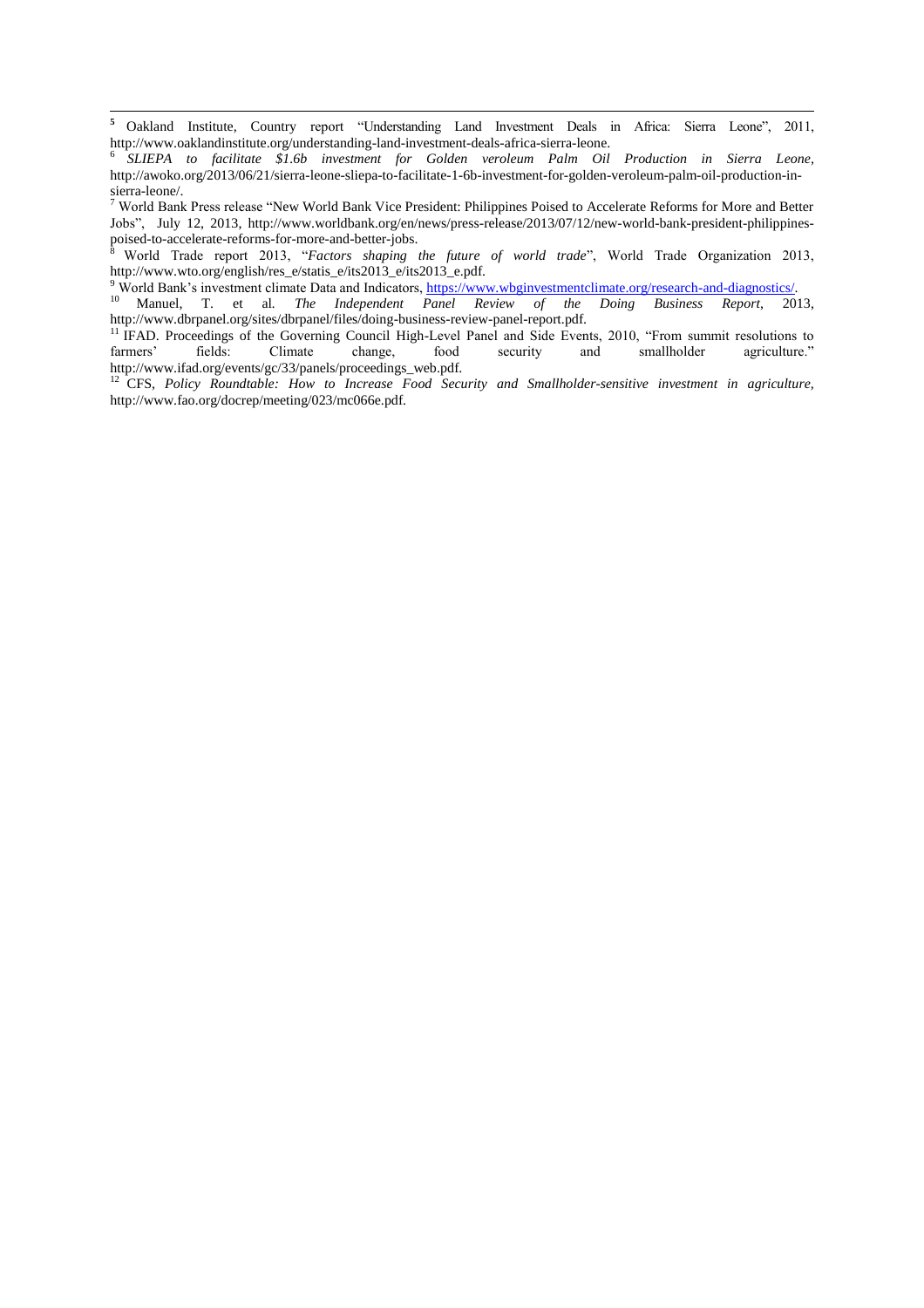[5] Oakland Institute, Country report "Understanding Land Investment Deals in Africa: Sierra Leone", 2011, http://www.oaklandinstitute.org/understanding-land-investment-deals-africa-sierra-leone.

[6] *SLIEPA to facilitate $1.6b investment for Golden veroleum Palm Oil Production in Sierra Leone*, http://awoko.org/2013/06/21/sierra-leone-sliepa-to-facilitate-1-6b-investment-for-golden-veroleum-palm-oil-production-in-sierra-leone/.

[7] World Bank Press release "New World Bank Vice President: Philippines Poised to Accelerate Reforms for More and Better Jobs", July 12, 2013, http://www.worldbank.org/en/news/press-release/2013/07/12/new-world-bank-president-philippines-poised-to-accelerate-reforms-for-more-and-better-jobs.

[8] World Trade report 2013, "*Factors shaping the future of world trade*", World Trade Organization 2013, http://www.wto.org/english/res_e/statis_e/its2013_e/its2013_e.pdf.

[9] World Bank's investment climate Data and Indicators, https://www.wbginvestmentclimate.org/research-and-diagnostics/.

[10] Manuel, T. et al. *The Independent Panel Review of the Doing Business Report*, 2013, http://www.dbrpanel.org/sites/dbrpanel/files/doing-business-review-panel-report.pdf.

[11] IFAD. Proceedings of the Governing Council High-Level Panel and Side Events, 2010, "From summit resolutions to farmers' fields: Climate change, food security and smallholder agriculture." http://www.ifad.org/events/gc/33/panels/proceedings_web.pdf.

[12] CFS, *Policy Roundtable: How to Increase Food Security and Smallholder-sensitive investment in agriculture*, http://www.fao.org/docrep/meeting/023/mc066e.pdf.